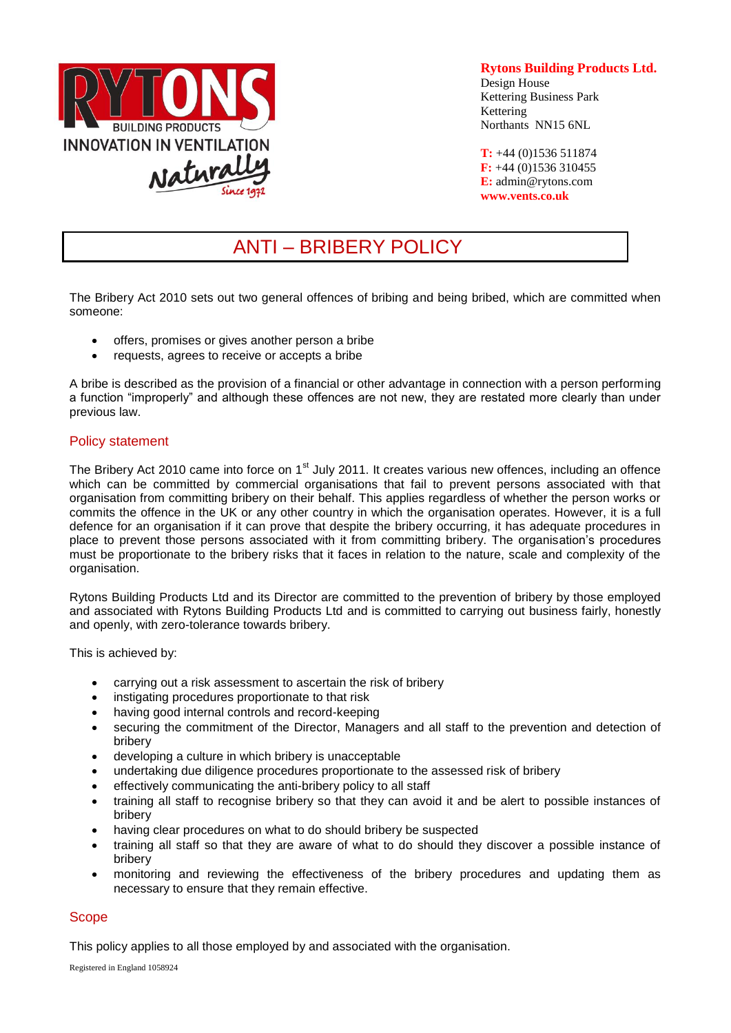**Rytons Building Products Ltd.**
Design House
Kettering Business Park
Kettering
Northants NN15 6NL

**T:** +44 (0)1536 511874
**F:** +44 (0)1536 310455
**E:** admin@rytons.com
**www.vents.co.uk**

# ANTI – BRIBERY POLICY

The Bribery Act 2010 sets out two general offences of bribing and being bribed, which are committed when someone:

- offers, promises or gives another person a bribe
- requests, agrees to receive or accepts a bribe

A bribe is described as the provision of a financial or other advantage in connection with a person performing a function "improperly" and although these offences are not new, they are restated more clearly than under previous law.

## Policy statement

The Bribery Act 2010 came into force on 1st July 2011. It creates various new offences, including an offence which can be committed by commercial organisations that fail to prevent persons associated with that organisation from committing bribery on their behalf. This applies regardless of whether the person works or commits the offence in the UK or any other country in which the organisation operates. However, it is a full defence for an organisation if it can prove that despite the bribery occurring, it has adequate procedures in place to prevent those persons associated with it from committing bribery. The organisation's procedures must be proportionate to the bribery risks that it faces in relation to the nature, scale and complexity of the organisation.

Rytons Building Products Ltd and its Director are committed to the prevention of bribery by those employed and associated with Rytons Building Products Ltd and is committed to carrying out business fairly, honestly and openly, with zero-tolerance towards bribery.

This is achieved by:

- carrying out a risk assessment to ascertain the risk of bribery
- instigating procedures proportionate to that risk
- having good internal controls and record-keeping
- securing the commitment of the Director, Managers and all staff to the prevention and detection of bribery
- developing a culture in which bribery is unacceptable
- undertaking due diligence procedures proportionate to the assessed risk of bribery
- effectively communicating the anti-bribery policy to all staff
- training all staff to recognise bribery so that they can avoid it and be alert to possible instances of bribery
- having clear procedures on what to do should bribery be suspected
- training all staff so that they are aware of what to do should they discover a possible instance of bribery
- monitoring and reviewing the effectiveness of the bribery procedures and updating them as necessary to ensure that they remain effective.

## Scope

This policy applies to all those employed by and associated with the organisation.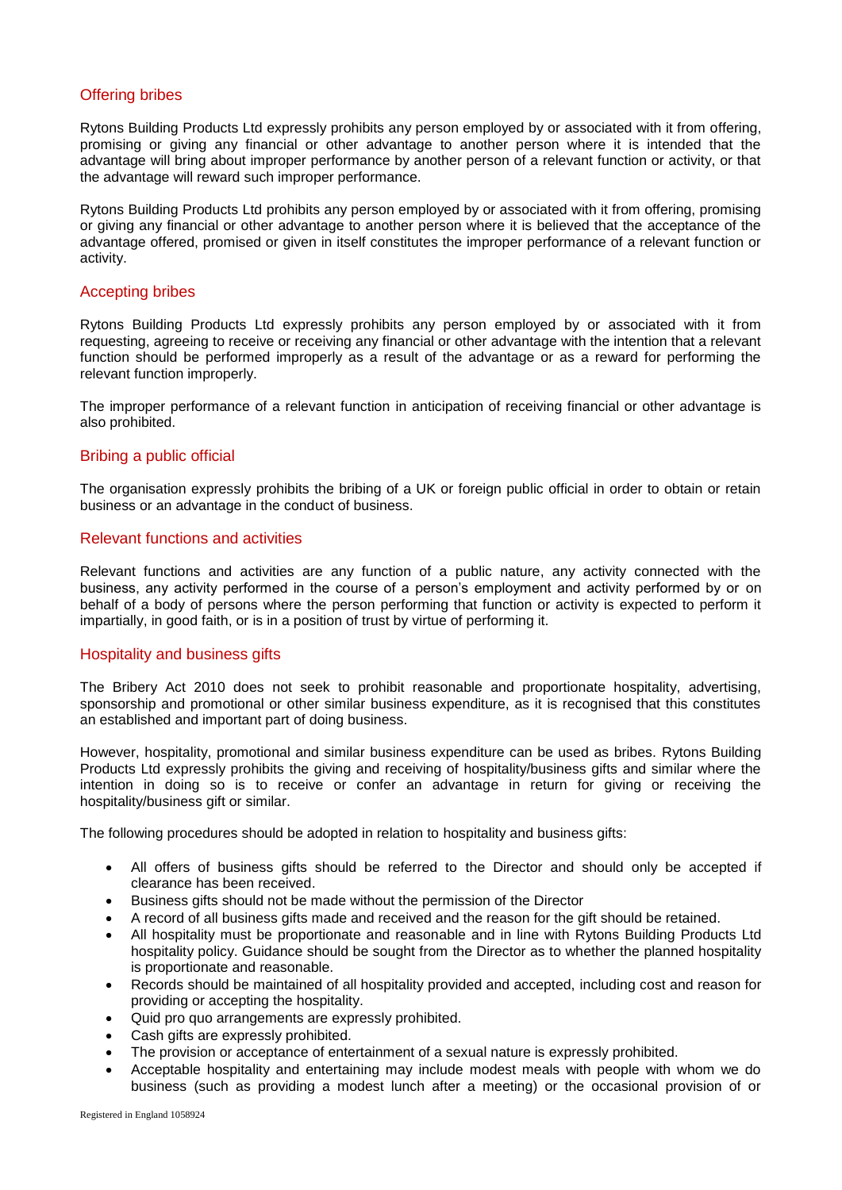## Offering bribes

Rytons Building Products Ltd expressly prohibits any person employed by or associated with it from offering, promising or giving any financial or other advantage to another person where it is intended that the advantage will bring about improper performance by another person of a relevant function or activity, or that the advantage will reward such improper performance.

Rytons Building Products Ltd prohibits any person employed by or associated with it from offering, promising or giving any financial or other advantage to another person where it is believed that the acceptance of the advantage offered, promised or given in itself constitutes the improper performance of a relevant function or activity.

## Accepting bribes

Rytons Building Products Ltd expressly prohibits any person employed by or associated with it from requesting, agreeing to receive or receiving any financial or other advantage with the intention that a relevant function should be performed improperly as a result of the advantage or as a reward for performing the relevant function improperly.

The improper performance of a relevant function in anticipation of receiving financial or other advantage is also prohibited.

## Bribing a public official

The organisation expressly prohibits the bribing of a UK or foreign public official in order to obtain or retain business or an advantage in the conduct of business.

## Relevant functions and activities

Relevant functions and activities are any function of a public nature, any activity connected with the business, any activity performed in the course of a person's employment and activity performed by or on behalf of a body of persons where the person performing that function or activity is expected to perform it impartially, in good faith, or is in a position of trust by virtue of performing it.

## Hospitality and business gifts

The Bribery Act 2010 does not seek to prohibit reasonable and proportionate hospitality, advertising, sponsorship and promotional or other similar business expenditure, as it is recognised that this constitutes an established and important part of doing business.

However, hospitality, promotional and similar business expenditure can be used as bribes. Rytons Building Products Ltd expressly prohibits the giving and receiving of hospitality/business gifts and similar where the intention in doing so is to receive or confer an advantage in return for giving or receiving the hospitality/business gift or similar.

The following procedures should be adopted in relation to hospitality and business gifts:

- All offers of business gifts should be referred to the Director and should only be accepted if clearance has been received.
- Business gifts should not be made without the permission of the Director
- A record of all business gifts made and received and the reason for the gift should be retained.
- All hospitality must be proportionate and reasonable and in line with Rytons Building Products Ltd hospitality policy. Guidance should be sought from the Director as to whether the planned hospitality is proportionate and reasonable.
- Records should be maintained of all hospitality provided and accepted, including cost and reason for providing or accepting the hospitality.
- Quid pro quo arrangements are expressly prohibited.
- Cash gifts are expressly prohibited.
- The provision or acceptance of entertainment of a sexual nature is expressly prohibited.
- Acceptable hospitality and entertaining may include modest meals with people with whom we do business (such as providing a modest lunch after a meeting) or the occasional provision of or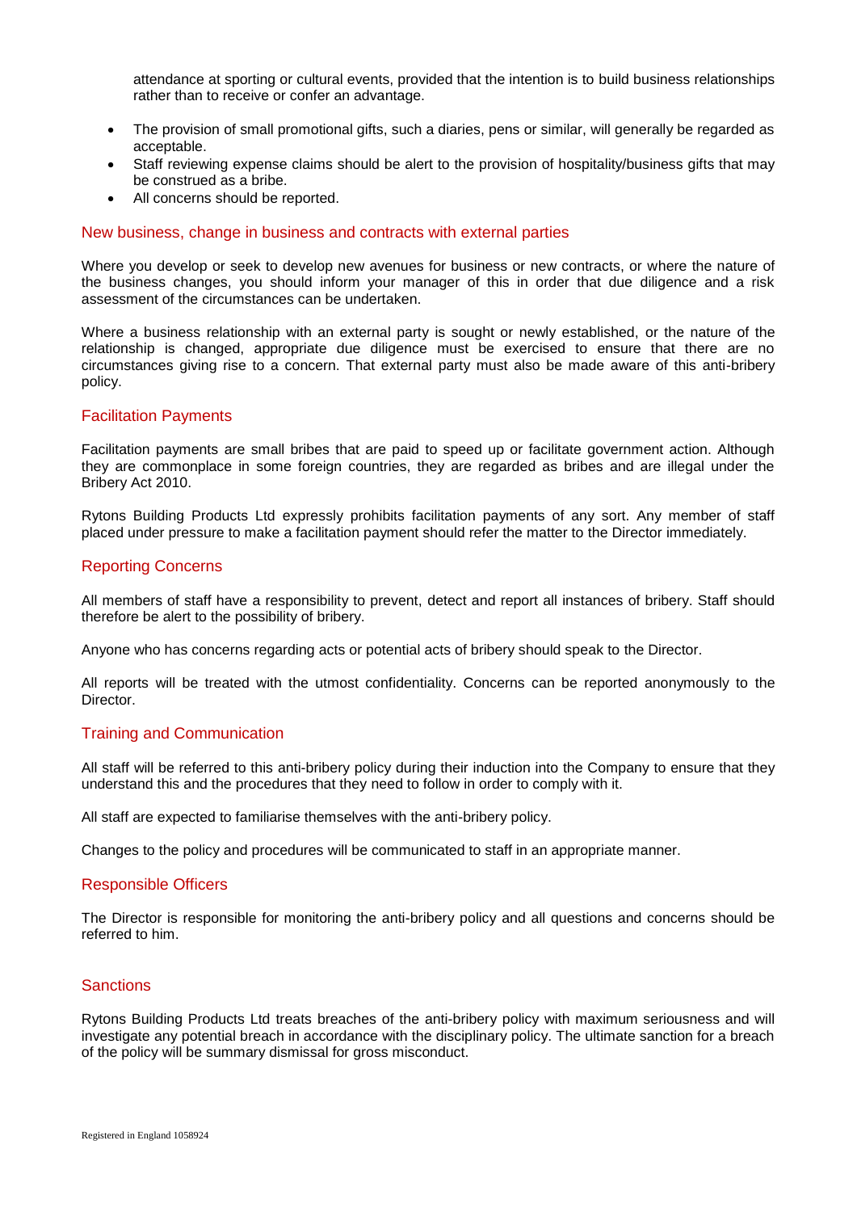attendance at sporting or cultural events, provided that the intention is to build business relationships rather than to receive or confer an advantage.

- The provision of small promotional gifts, such a diaries, pens or similar, will generally be regarded as acceptable.
- Staff reviewing expense claims should be alert to the provision of hospitality/business gifts that may be construed as a bribe.
- All concerns should be reported.

## New business, change in business and contracts with external parties

Where you develop or seek to develop new avenues for business or new contracts, or where the nature of the business changes, you should inform your manager of this in order that due diligence and a risk assessment of the circumstances can be undertaken.

Where a business relationship with an external party is sought or newly established, or the nature of the relationship is changed, appropriate due diligence must be exercised to ensure that there are no circumstances giving rise to a concern. That external party must also be made aware of this anti-bribery policy.

## Facilitation Payments

Facilitation payments are small bribes that are paid to speed up or facilitate government action. Although they are commonplace in some foreign countries, they are regarded as bribes and are illegal under the Bribery Act 2010.

Rytons Building Products Ltd expressly prohibits facilitation payments of any sort. Any member of staff placed under pressure to make a facilitation payment should refer the matter to the Director immediately.

## Reporting Concerns

All members of staff have a responsibility to prevent, detect and report all instances of bribery. Staff should therefore be alert to the possibility of bribery.

Anyone who has concerns regarding acts or potential acts of bribery should speak to the Director.

All reports will be treated with the utmost confidentiality. Concerns can be reported anonymously to the Director.

## Training and Communication

All staff will be referred to this anti-bribery policy during their induction into the Company to ensure that they understand this and the procedures that they need to follow in order to comply with it.

All staff are expected to familiarise themselves with the anti-bribery policy.

Changes to the policy and procedures will be communicated to staff in an appropriate manner.

## Responsible Officers

The Director is responsible for monitoring the anti-bribery policy and all questions and concerns should be referred to him.

## Sanctions

Rytons Building Products Ltd treats breaches of the anti-bribery policy with maximum seriousness and will investigate any potential breach in accordance with the disciplinary policy. The ultimate sanction for a breach of the policy will be summary dismissal for gross misconduct.